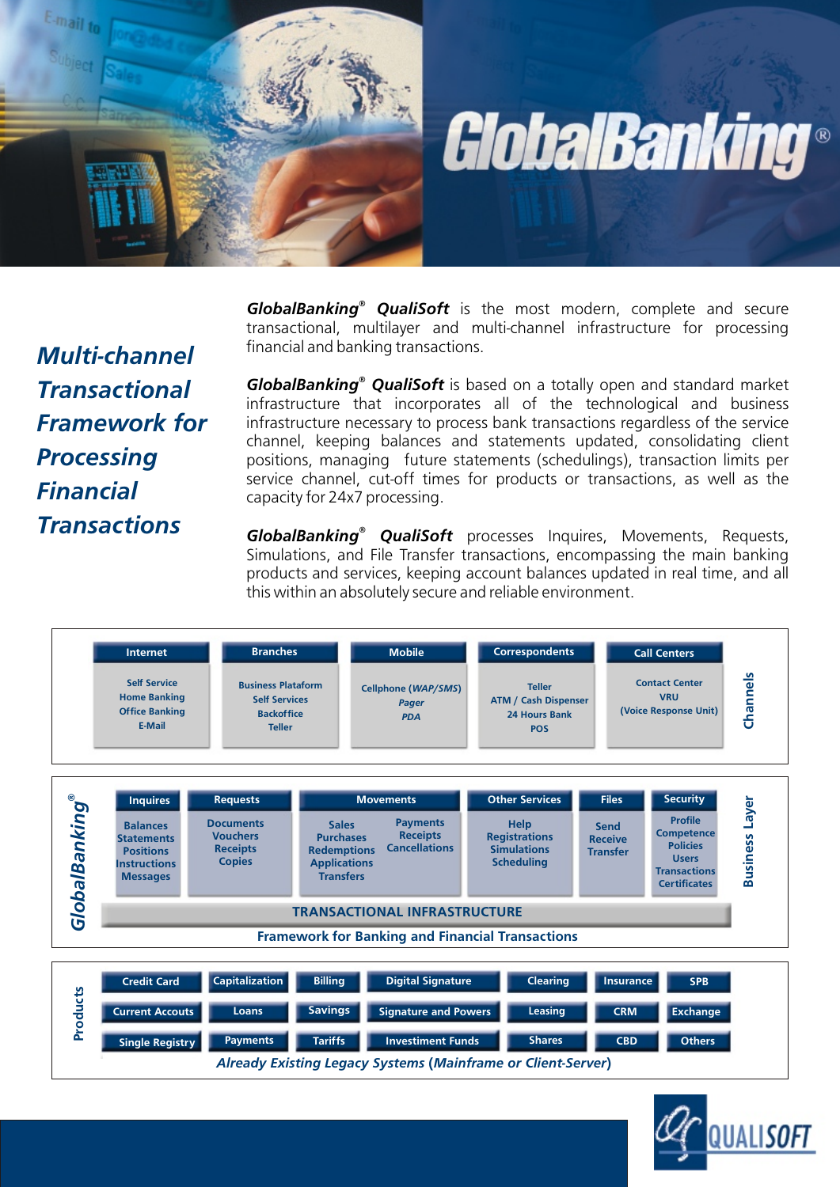# GlobalBanking®

## Multi-channel Transactional Framework for Processing Financial Transactions

***GlobalBanking® QualiSoft*** is the most modern, complete and secure transactional, multilayer and multi-channel infrastructure for processing financial and banking transactions.

***GlobalBanking® QualiSoft*** is based on a totally open and standard market infrastructure that incorporates all of the technological and business infrastructure necessary to process bank transactions regardless of the service channel, keeping balances and statements updated, consolidating client positions, managing future statements (schedulings), transaction limits per service channel, cut-off times for products or transactions, as well as the capacity for 24x7 processing.

***GlobalBanking® QualiSoft*** processes Inquires, Movements, Requests, Simulations, and File Transfer transactions, encompassing the main banking products and services, keeping account balances updated in real time, and all this within an absolutely secure and reliable environment.

**Channels**

| Internet | Branches | Mobile | Correspondents | Call Centers |
|---|---|---|---|---|
| Self Service<br>Home Banking<br>Office Banking<br>E-Mail | Business Plataform<br>Self Services<br>Backoffice<br>Teller | Cellphone (*WAP/SMS*)<br>*Pager*<br>*PDA* | Teller<br>ATM / Cash Dispenser<br>24 Hours Bank<br>POS | Contact Center<br>VRU<br>(Voice Response Unit) |

**GlobalBanking® — Business Layer**

| Inquires | Requests | Movements | Other Services | Files | Security |
|---|---|---|---|---|---|
| Balances<br>Statements<br>Positions<br>Instructions<br>Messages | Documents<br>Vouchers<br>Receipts<br>Copies | Sales<br>Purchases<br>Redemptions<br>Applications<br>Transfers<br>Payments<br>Receipts<br>Cancellations | Help<br>Registrations<br>Simulations<br>Scheduling | Send<br>Receive<br>Transfer | Profile<br>Competence<br>Policies<br>Users<br>Transactions<br>Certificates |

**TRANSACTIONAL INFRASTRUCTURE**

**Framework for Banking and Financial Transactions**

**Products**

| | | | | | | |
|---|---|---|---|---|---|---|
| Credit Card | Capitalization | Billing | Digital Signature | Clearing | Insurance | SPB |
| Current Accouts | Loans | Savings | Signature and Powers | Leasing | CRM | Exchange |
| Single Registry | Payments | Tariffs | Investiment Funds | Shares | CBD | Others |

***Already Existing Legacy Systems (Mainframe or Client-Server)***

QUALISOFT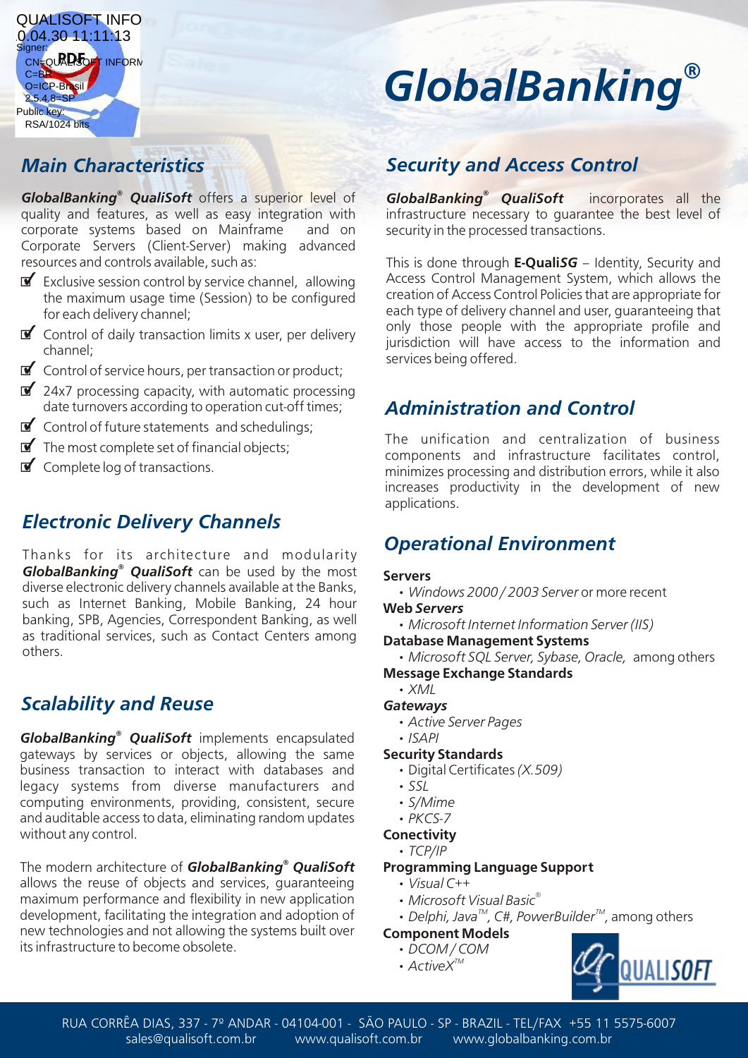# GlobalBanking®

## Main Characteristics

***GlobalBanking® QualiSoft*** offers a superior level of quality and features, as well as easy integration with corporate systems based on Mainframe and on Corporate Servers (Client-Server) making advanced resources and controls available, such as:

- Exclusive session control by service channel, allowing the maximum usage time (Session) to be configured for each delivery channel;
- Control of daily transaction limits x user, per delivery channel;
- Control of service hours, per transaction or product;
- 24x7 processing capacity, with automatic processing date turnovers according to operation cut-off times;
- Control of future statements and schedulings;
- The most complete set of financial objects;
- Complete log of transactions.

## Electronic Delivery Channels

Thanks for its architecture and modularity ***GlobalBanking® QualiSoft*** can be used by the most diverse electronic delivery channels available at the Banks, such as Internet Banking, Mobile Banking, 24 hour banking, SPB, Agencies, Correspondent Banking, as well as traditional services, such as Contact Centers among others.

## Scalability and Reuse

***GlobalBanking® QualiSoft*** implements encapsulated gateways by services or objects, allowing the same business transaction to interact with databases and legacy systems from diverse manufacturers and computing environments, providing, consistent, secure and auditable access to data, eliminating random updates without any control.

The modern architecture of ***GlobalBanking® QualiSoft*** allows the reuse of objects and services, guaranteeing maximum performance and flexibility in new application development, facilitating the integration and adoption of new technologies and not allowing the systems built over its infrastructure to become obsolete.

## Security and Access Control

***GlobalBanking® QualiSoft*** incorporates all the infrastructure necessary to guarantee the best level of security in the processed transactions.

This is done through **E-Quali*SG*** – Identity, Security and Access Control Management System, which allows the creation of Access Control Policies that are appropriate for each type of delivery channel and user, guaranteeing that only those people with the appropriate profile and jurisdiction will have access to the information and services being offered.

## Administration and Control

The unification and centralization of business components and infrastructure facilitates control, minimizes processing and distribution errors, while it also increases productivity in the development of new applications.

## Operational Environment

**Servers**
- *Windows 2000 / 2003 Server* or more recent

**Web *Servers***
- *Microsoft Internet Information Server (IIS)*

**Database Management Systems**
- *Microsoft SQL Server, Sybase, Oracle,* among others

**Message Exchange Standards**
- *XML*

***Gateways***
- *Active Server Pages*
- *ISAPI*

**Security Standards**
- Digital Certificates *(X.509)*
- *SSL*
- *S/Mime*
- *PKCS-7*

**Conectivity**
- *TCP/IP*

**Programming Language Support**
- *Visual C++*
- *Microsoft Visual Basic®*
- *Delphi, Java™, C#, PowerBuilder™*, among others

**Component Models**
- *DCOM / COM*
- *ActiveX™*

QUALISOFT

RUA CORRÊA DIAS, 337 - 7º ANDAR - 04104-001 - SÃO PAULO - SP - BRAZIL - TEL/FAX +55 11 5575-6007
sales@qualisoft.com.br www.qualisoft.com.br www.globalbanking.com.br